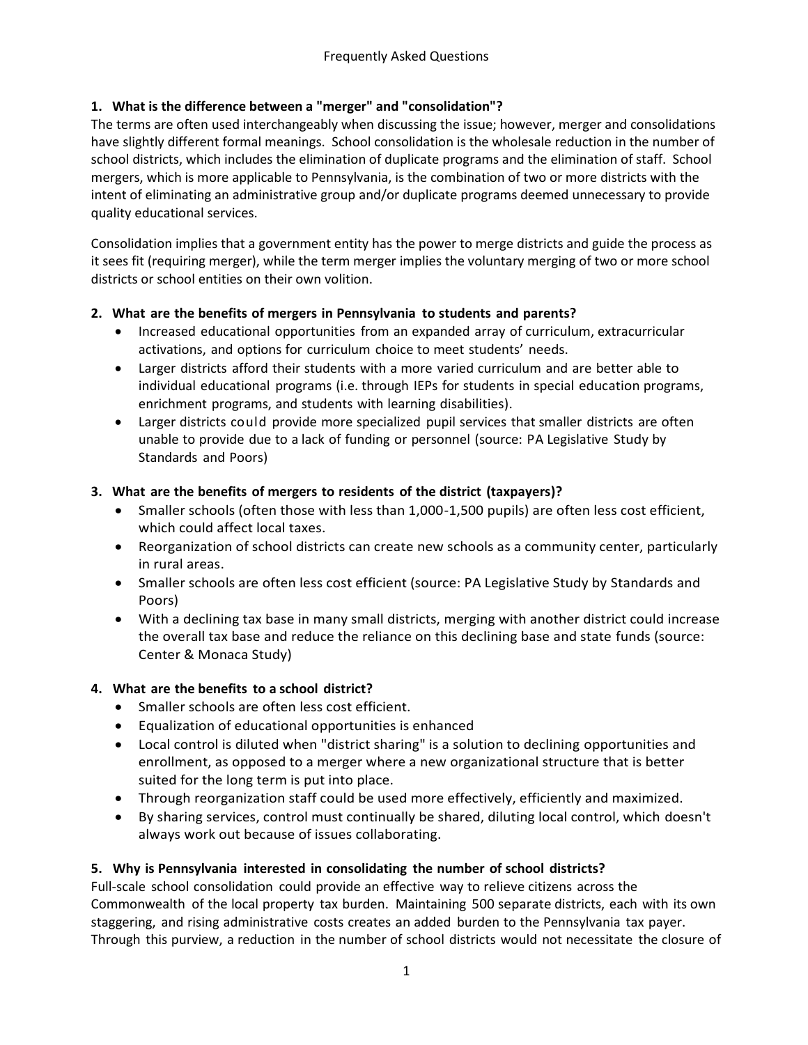# Frequently Asked Questions

### 1. What is the difference between a "merger" and "consolidation"?

The terms are often used interchangeably when discussing the issue; however, merger and consolidations have slightly different formal meanings. School consolidation is the wholesale reduction in the number of school districts, which includes the elimination of duplicate programs and the elimination of staff. School mergers, which is more applicable to Pennsylvania, is the combination of two or more districts with the intent of eliminating an administrative group and/or duplicate programs deemed unnecessary to provide quality educational services.

Consolidation implies that a government entity has the power to merge districts and guide the process as it sees fit (requiring merger), while the term merger implies the voluntary merging of two or more school districts or school entities on their own volition.

### 2. What are the benefits of mergers in Pennsylvania to students and parents?

- Increased educational opportunities from an expanded array of curriculum, extracurricular activations, and options for curriculum choice to meet students' needs.
- Larger districts afford their students with a more varied curriculum and are better able to individual educational programs (i.e. through IEPs for students in special education programs, enrichment programs, and students with learning disabilities).
- Larger districts could provide more specialized pupil services that smaller districts are often unable to provide due to a lack of funding or personnel (source: PA Legislative Study by Standards and Poors)

### 3. What are the benefits of mergers to residents of the district (taxpayers)?

- Smaller schools (often those with less than 1,000-1,500 pupils) are often less cost efficient, which could affect local taxes.
- Reorganization of school districts can create new schools as a community center, particularly in rural areas.
- Smaller schools are often less cost efficient (source: PA Legislative Study by Standards and Poors)
- With a declining tax base in many small districts, merging with another district could increase the overall tax base and reduce the reliance on this declining base and state funds (source: Center & Monaca Study)

### 4. What are the benefits to a school district?

- Smaller schools are often less cost efficient.
- Equalization of educational opportunities is enhanced
- Local control is diluted when "district sharing" is a solution to declining opportunities and enrollment, as opposed to a merger where a new organizational structure that is better suited for the long term is put into place.
- Through reorganization staff could be used more effectively, efficiently and maximized.
- By sharing services, control must continually be shared, diluting local control, which doesn't always work out because of issues collaborating.

### 5. Why is Pennsylvania interested in consolidating the number of school districts?

Full-scale school consolidation could provide an effective way to relieve citizens across the Commonwealth of the local property tax burden. Maintaining 500 separate districts, each with its own staggering, and rising administrative costs creates an added burden to the Pennsylvania tax payer. Through this purview, a reduction in the number of school districts would not necessitate the closure of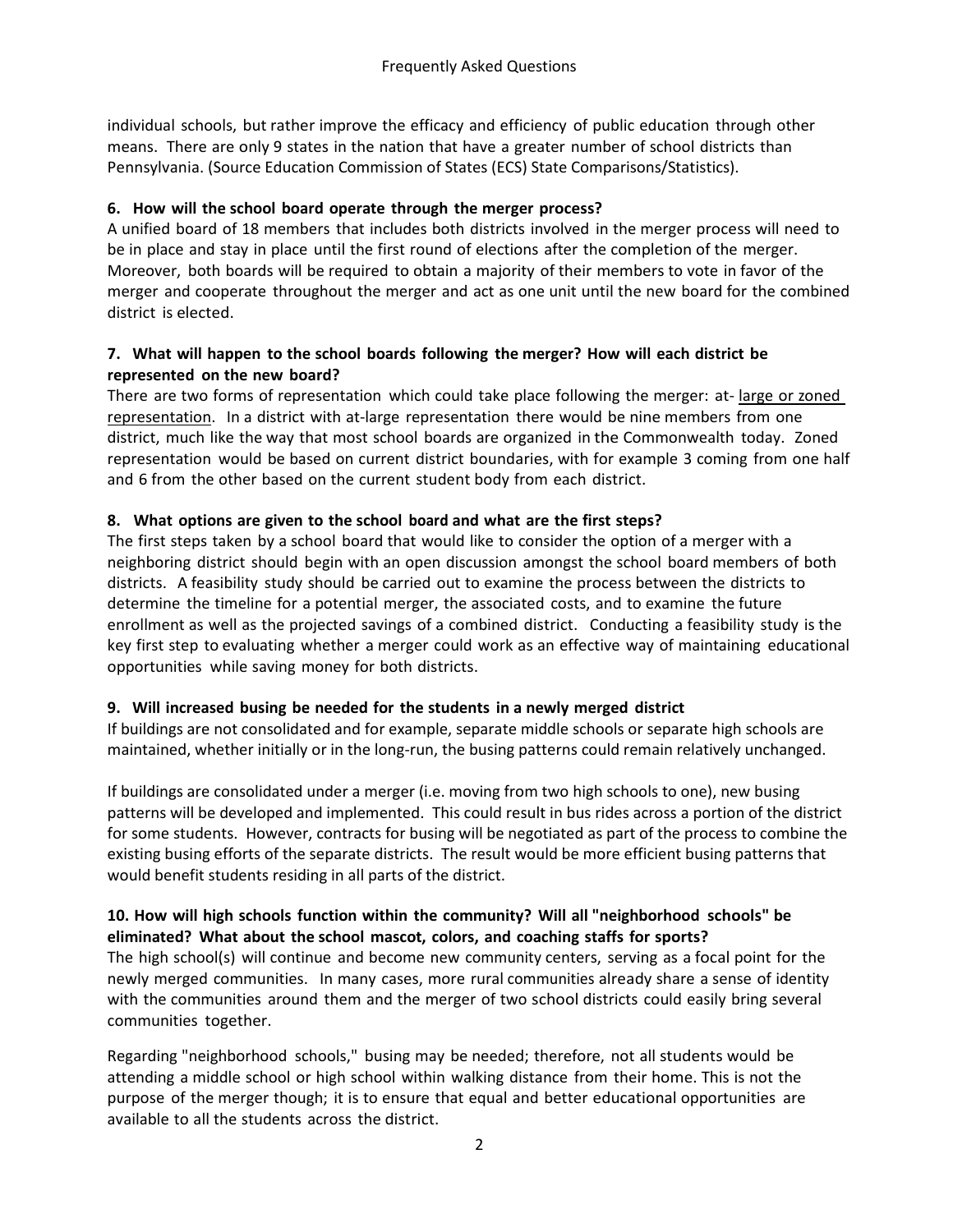individual schools, but rather improve the efficacy and efficiency of public education through other means. There are only 9 states in the nation that have a greater number of school districts than Pennsylvania. (Source Education Commission of States (ECS) State Comparisons/Statistics).

**6. How will the school board operate through the merger process?**

A unified board of 18 members that includes both districts involved in the merger process will need to be in place and stay in place until the first round of elections after the completion of the merger. Moreover, both boards will be required to obtain a majority of their members to vote in favor of the merger and cooperate throughout the merger and act as one unit until the new board for the combined district is elected.

**7. What will happen to the school boards following the merger? How will each district be represented on the new board?**

There are two forms of representation which could take place following the merger: at- large or zoned representation. In a district with at-large representation there would be nine members from one district, much like the way that most school boards are organized in the Commonwealth today. Zoned representation would be based on current district boundaries, with for example 3 coming from one half and 6 from the other based on the current student body from each district.

**8. What options are given to the school board and what are the first steps?**

The first steps taken by a school board that would like to consider the option of a merger with a neighboring district should begin with an open discussion amongst the school board members of both districts. A feasibility study should be carried out to examine the process between the districts to determine the timeline for a potential merger, the associated costs, and to examine the future enrollment as well as the projected savings of a combined district. Conducting a feasibility study is the key first step to evaluating whether a merger could work as an effective way of maintaining educational opportunities while saving money for both districts.

**9. Will increased busing be needed for the students in a newly merged district**

If buildings are not consolidated and for example, separate middle schools or separate high schools are maintained, whether initially or in the long-run, the busing patterns could remain relatively unchanged.

If buildings are consolidated under a merger (i.e. moving from two high schools to one), new busing patterns will be developed and implemented. This could result in bus rides across a portion of the district for some students. However, contracts for busing will be negotiated as part of the process to combine the existing busing efforts of the separate districts. The result would be more efficient busing patterns that would benefit students residing in all parts of the district.

**10. How will high schools function within the community? Will all "neighborhood schools" be eliminated? What about the school mascot, colors, and coaching staffs for sports?**

The high school(s) will continue and become new community centers, serving as a focal point for the newly merged communities. In many cases, more rural communities already share a sense of identity with the communities around them and the merger of two school districts could easily bring several communities together.

Regarding "neighborhood schools," busing may be needed; therefore, not all students would be attending a middle school or high school within walking distance from their home. This is not the purpose of the merger though; it is to ensure that equal and better educational opportunities are available to all the students across the district.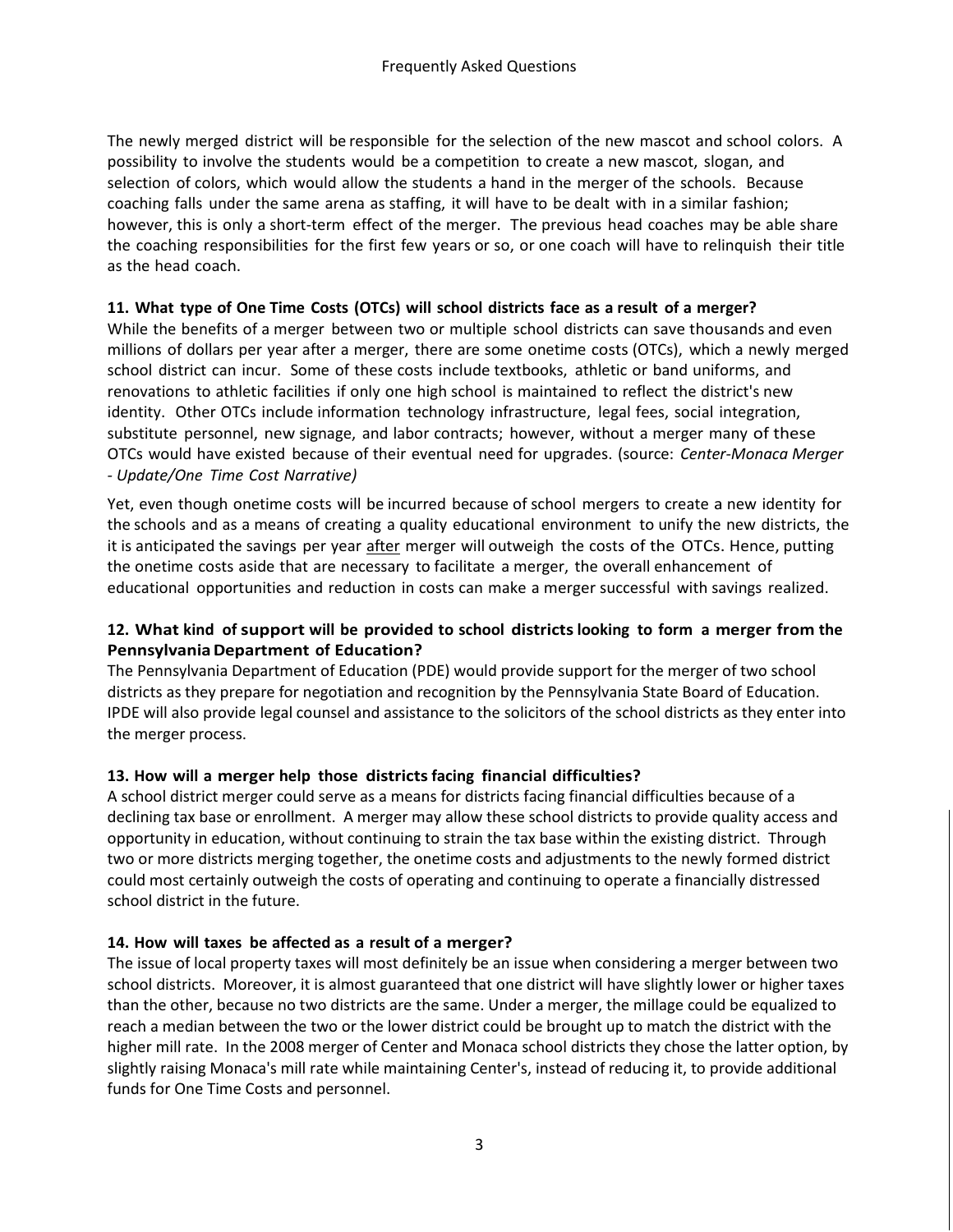The newly merged district will be responsible for the selection of the new mascot and school colors. A possibility to involve the students would be a competition to create a new mascot, slogan, and selection of colors, which would allow the students a hand in the merger of the schools. Because coaching falls under the same arena as staffing, it will have to be dealt with in a similar fashion; however, this is only a short-term effect of the merger. The previous head coaches may be able share the coaching responsibilities for the first few years or so, or one coach will have to relinquish their title as the head coach.

**11. What type of One Time Costs (OTCs) will school districts face as a result of a merger?**

While the benefits of a merger between two or multiple school districts can save thousands and even millions of dollars per year after a merger, there are some onetime costs (OTCs), which a newly merged school district can incur. Some of these costs include textbooks, athletic or band uniforms, and renovations to athletic facilities if only one high school is maintained to reflect the district's new identity. Other OTCs include information technology infrastructure, legal fees, social integration, substitute personnel, new signage, and labor contracts; however, without a merger many of these OTCs would have existed because of their eventual need for upgrades. (source: *Center-Monaca Merger - Update/One Time Cost Narrative)*

Yet, even though onetime costs will be incurred because of school mergers to create a new identity for the schools and as a means of creating a quality educational environment to unify the new districts, the it is anticipated the savings per year <u>after</u> merger will outweigh the costs of the OTCs. Hence, putting the onetime costs aside that are necessary to facilitate a merger, the overall enhancement of educational opportunities and reduction in costs can make a merger successful with savings realized.

**12. What kind of support will be provided to school districts looking to form a merger from the Pennsylvania Department of Education?**

The Pennsylvania Department of Education (PDE) would provide support for the merger of two school districts as they prepare for negotiation and recognition by the Pennsylvania State Board of Education. IPDE will also provide legal counsel and assistance to the solicitors of the school districts as they enter into the merger process.

**13. How will a merger help those districts facing financial difficulties?**

A school district merger could serve as a means for districts facing financial difficulties because of a declining tax base or enrollment. A merger may allow these school districts to provide quality access and opportunity in education, without continuing to strain the tax base within the existing district. Through two or more districts merging together, the onetime costs and adjustments to the newly formed district could most certainly outweigh the costs of operating and continuing to operate a financially distressed school district in the future.

**14. How will taxes be affected as a result of a merger?**

The issue of local property taxes will most definitely be an issue when considering a merger between two school districts. Moreover, it is almost guaranteed that one district will have slightly lower or higher taxes than the other, because no two districts are the same. Under a merger, the millage could be equalized to reach a median between the two or the lower district could be brought up to match the district with the higher mill rate. In the 2008 merger of Center and Monaca school districts they chose the latter option, by slightly raising Monaca's mill rate while maintaining Center's, instead of reducing it, to provide additional funds for One Time Costs and personnel.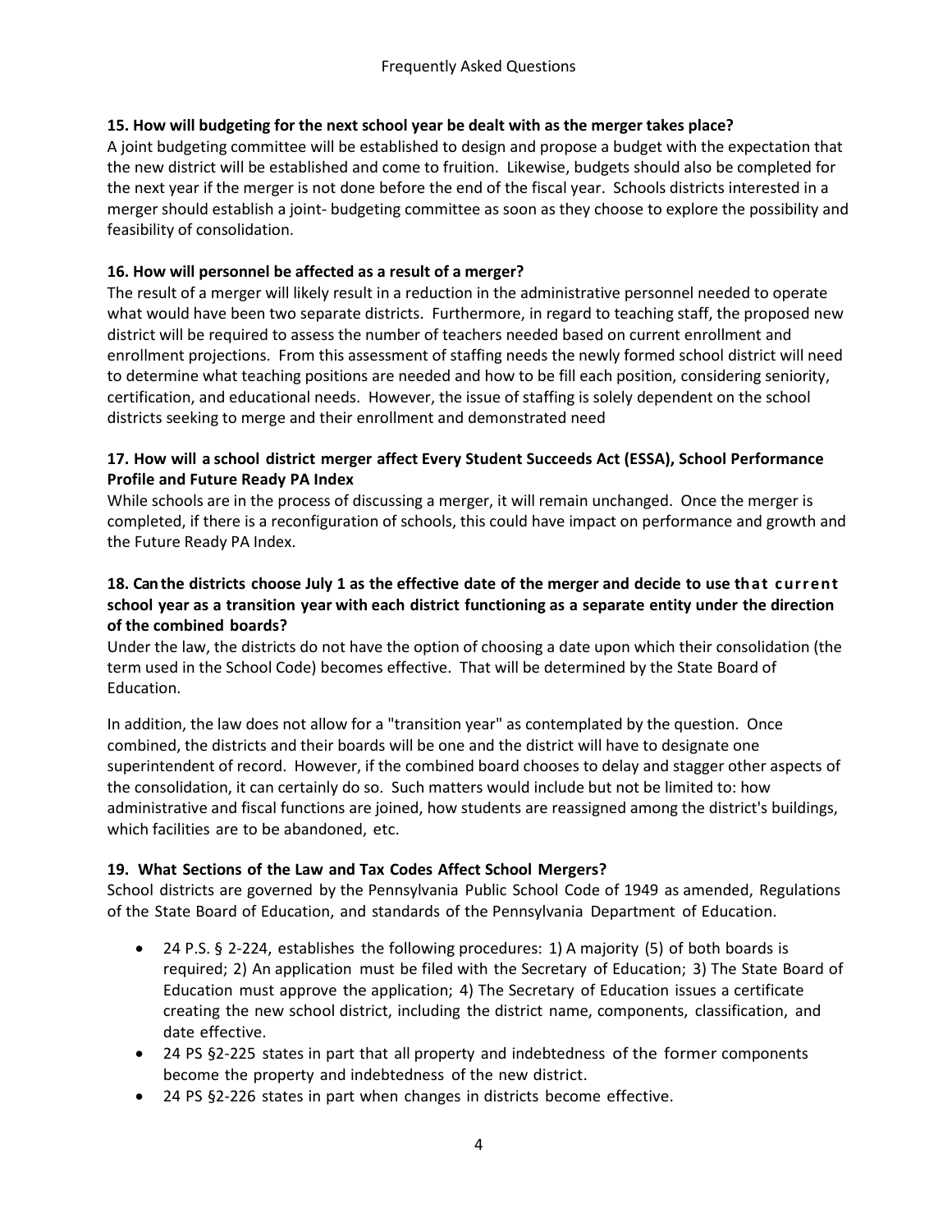**15. How will budgeting for the next school year be dealt with as the merger takes place?**

A joint budgeting committee will be established to design and propose a budget with the expectation that the new district will be established and come to fruition. Likewise, budgets should also be completed for the next year if the merger is not done before the end of the fiscal year. Schools districts interested in a merger should establish a joint- budgeting committee as soon as they choose to explore the possibility and feasibility of consolidation.

**16. How will personnel be affected as a result of a merger?**

The result of a merger will likely result in a reduction in the administrative personnel needed to operate what would have been two separate districts. Furthermore, in regard to teaching staff, the proposed new district will be required to assess the number of teachers needed based on current enrollment and enrollment projections. From this assessment of staffing needs the newly formed school district will need to determine what teaching positions are needed and how to be fill each position, considering seniority, certification, and educational needs. However, the issue of staffing is solely dependent on the school districts seeking to merge and their enrollment and demonstrated need

**17. How will a school district merger affect Every Student Succeeds Act (ESSA), School Performance Profile and Future Ready PA Index**

While schools are in the process of discussing a merger, it will remain unchanged. Once the merger is completed, if there is a reconfiguration of schools, this could have impact on performance and growth and the Future Ready PA Index.

**18. Can the districts choose July 1 as the effective date of the merger and decide to use that current school year as a transition year with each district functioning as a separate entity under the direction of the combined boards?**

Under the law, the districts do not have the option of choosing a date upon which their consolidation (the term used in the School Code) becomes effective. That will be determined by the State Board of Education.

In addition, the law does not allow for a "transition year" as contemplated by the question. Once combined, the districts and their boards will be one and the district will have to designate one superintendent of record. However, if the combined board chooses to delay and stagger other aspects of the consolidation, it can certainly do so. Such matters would include but not be limited to: how administrative and fiscal functions are joined, how students are reassigned among the district's buildings, which facilities are to be abandoned, etc.

**19. What Sections of the Law and Tax Codes Affect School Mergers?**

School districts are governed by the Pennsylvania Public School Code of 1949 as amended, Regulations of the State Board of Education, and standards of the Pennsylvania Department of Education.

- 24 P.S. § 2-224, establishes the following procedures: 1) A majority (5) of both boards is required; 2) An application must be filed with the Secretary of Education; 3) The State Board of Education must approve the application; 4) The Secretary of Education issues a certificate creating the new school district, including the district name, components, classification, and date effective.
- 24 PS §2-225 states in part that all property and indebtedness of the former components become the property and indebtedness of the new district.
- 24 PS §2-226 states in part when changes in districts become effective.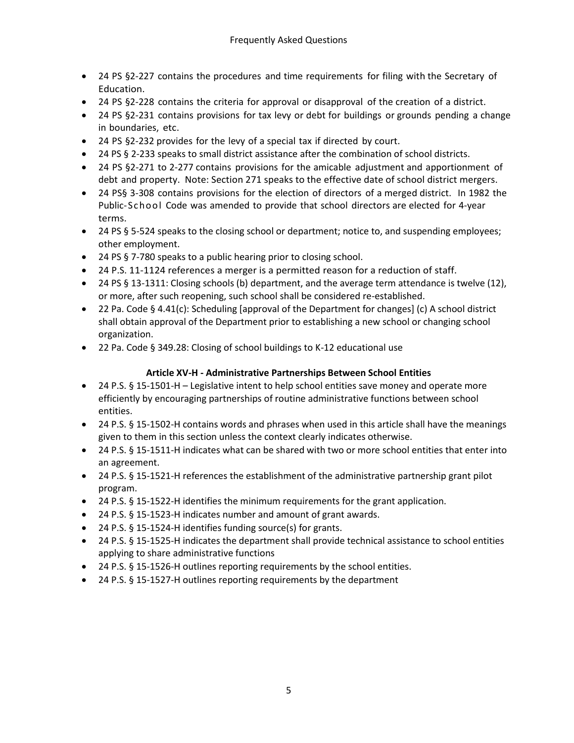- 24 PS §2-227 contains the procedures and time requirements for filing with the Secretary of Education.
- 24 PS §2-228 contains the criteria for approval or disapproval of the creation of a district.
- 24 PS §2-231 contains provisions for tax levy or debt for buildings or grounds pending a change in boundaries, etc.
- 24 PS §2-232 provides for the levy of a special tax if directed by court.
- 24 PS § 2-233 speaks to small district assistance after the combination of school districts.
- 24 PS §2-271 to 2-277 contains provisions for the amicable adjustment and apportionment of debt and property. Note: Section 271 speaks to the effective date of school district mergers.
- 24 PS§ 3-308 contains provisions for the election of directors of a merged district. In 1982 the Public-School Code was amended to provide that school directors are elected for 4-year terms.
- 24 PS § 5-524 speaks to the closing school or department; notice to, and suspending employees; other employment.
- 24 PS § 7-780 speaks to a public hearing prior to closing school.
- 24 P.S. 11-1124 references a merger is a permitted reason for a reduction of staff.
- 24 PS § 13-1311: Closing schools (b) department, and the average term attendance is twelve (12), or more, after such reopening, such school shall be considered re-established.
- 22 Pa. Code § 4.41(c): Scheduling [approval of the Department for changes] (c) A school district shall obtain approval of the Department prior to establishing a new school or changing school organization.
- 22 Pa. Code § 349.28: Closing of school buildings to K-12 educational use

**Article XV-H - Administrative Partnerships Between School Entities**

- 24 P.S. § 15-1501-H – Legislative intent to help school entities save money and operate more efficiently by encouraging partnerships of routine administrative functions between school entities.
- 24 P.S. § 15-1502-H contains words and phrases when used in this article shall have the meanings given to them in this section unless the context clearly indicates otherwise.
- 24 P.S. § 15-1511-H indicates what can be shared with two or more school entities that enter into an agreement.
- 24 P.S. § 15-1521-H references the establishment of the administrative partnership grant pilot program.
- 24 P.S. § 15-1522-H identifies the minimum requirements for the grant application.
- 24 P.S. § 15-1523-H indicates number and amount of grant awards.
- 24 P.S. § 15-1524-H identifies funding source(s) for grants.
- 24 P.S. § 15-1525-H indicates the department shall provide technical assistance to school entities applying to share administrative functions
- 24 P.S. § 15-1526-H outlines reporting requirements by the school entities.
- 24 P.S. § 15-1527-H outlines reporting requirements by the department